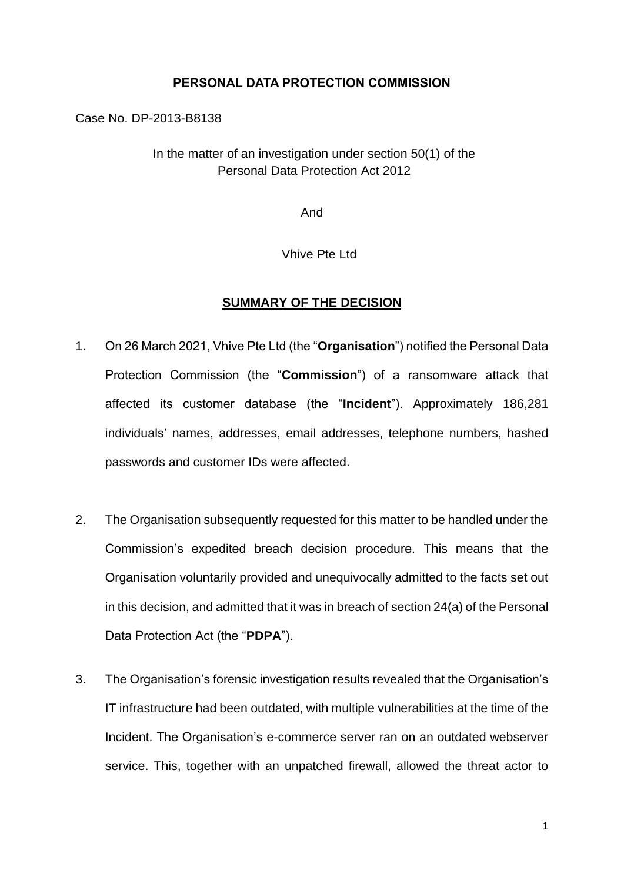**PERSONAL DATA PROTECTION COMMISSION**

Case No. DP-2013-B8138

In the matter of an investigation under section 50(1) of the Personal Data Protection Act 2012

And

Vhive Pte Ltd

## SUMMARY OF THE DECISION

1. On 26 March 2021, Vhive Pte Ltd (the "**Organisation**") notified the Personal Data Protection Commission (the "**Commission**") of a ransomware attack that affected its customer database (the "**Incident**"). Approximately 186,281 individuals' names, addresses, email addresses, telephone numbers, hashed passwords and customer IDs were affected.

2. The Organisation subsequently requested for this matter to be handled under the Commission's expedited breach decision procedure. This means that the Organisation voluntarily provided and unequivocally admitted to the facts set out in this decision, and admitted that it was in breach of section 24(a) of the Personal Data Protection Act (the "**PDPA**").

3. The Organisation's forensic investigation results revealed that the Organisation's IT infrastructure had been outdated, with multiple vulnerabilities at the time of the Incident. The Organisation's e-commerce server ran on an outdated webserver service. This, together with an unpatched firewall, allowed the threat actor to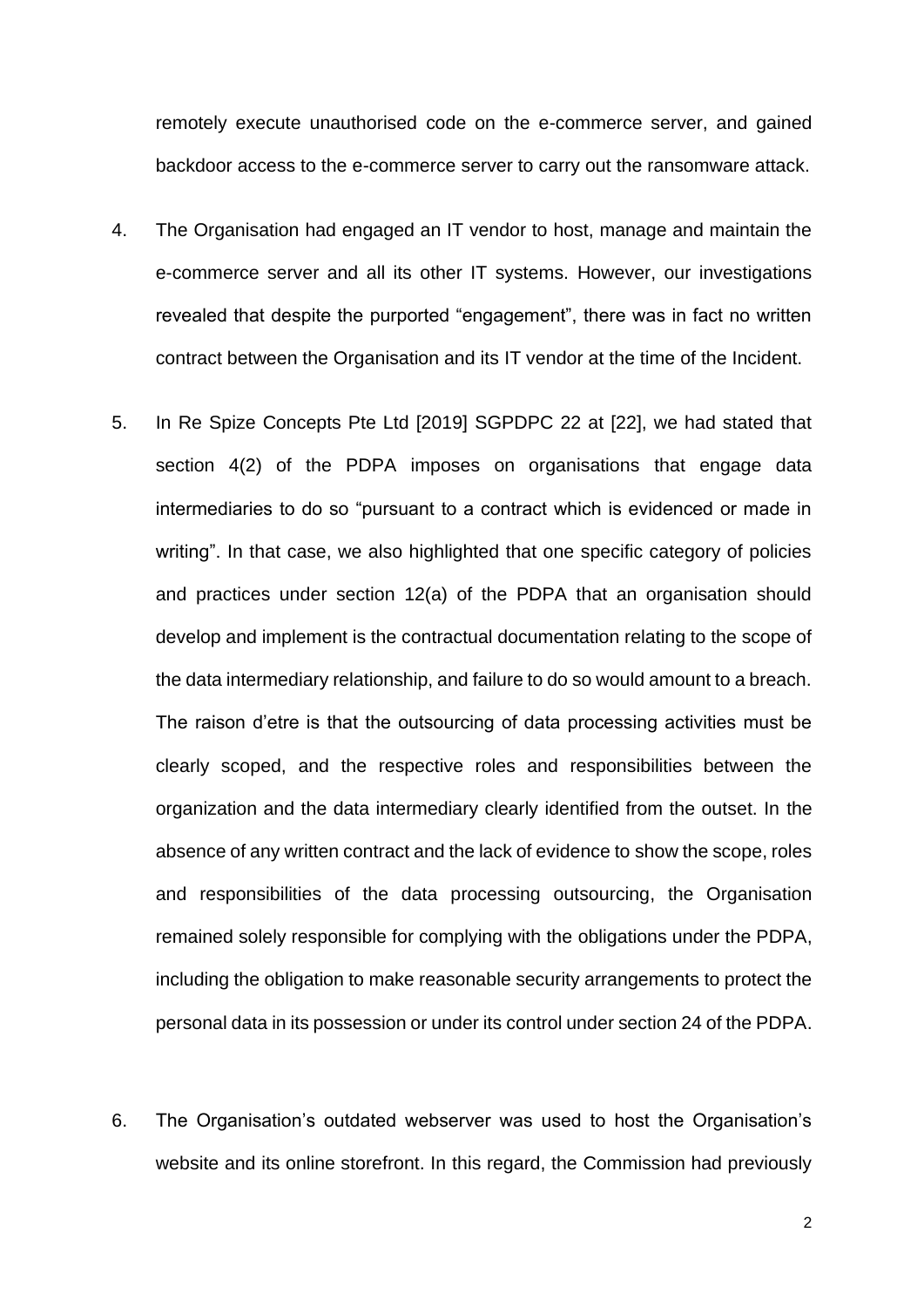remotely execute unauthorised code on the e-commerce server, and gained backdoor access to the e-commerce server to carry out the ransomware attack.

4. The Organisation had engaged an IT vendor to host, manage and maintain the e-commerce server and all its other IT systems. However, our investigations revealed that despite the purported "engagement", there was in fact no written contract between the Organisation and its IT vendor at the time of the Incident.

5. In Re Spize Concepts Pte Ltd [2019] SGPDPC 22 at [22], we had stated that section 4(2) of the PDPA imposes on organisations that engage data intermediaries to do so "pursuant to a contract which is evidenced or made in writing". In that case, we also highlighted that one specific category of policies and practices under section 12(a) of the PDPA that an organisation should develop and implement is the contractual documentation relating to the scope of the data intermediary relationship, and failure to do so would amount to a breach. The raison d'etre is that the outsourcing of data processing activities must be clearly scoped, and the respective roles and responsibilities between the organization and the data intermediary clearly identified from the outset. In the absence of any written contract and the lack of evidence to show the scope, roles and responsibilities of the data processing outsourcing, the Organisation remained solely responsible for complying with the obligations under the PDPA, including the obligation to make reasonable security arrangements to protect the personal data in its possession or under its control under section 24 of the PDPA.

6. The Organisation's outdated webserver was used to host the Organisation's website and its online storefront. In this regard, the Commission had previously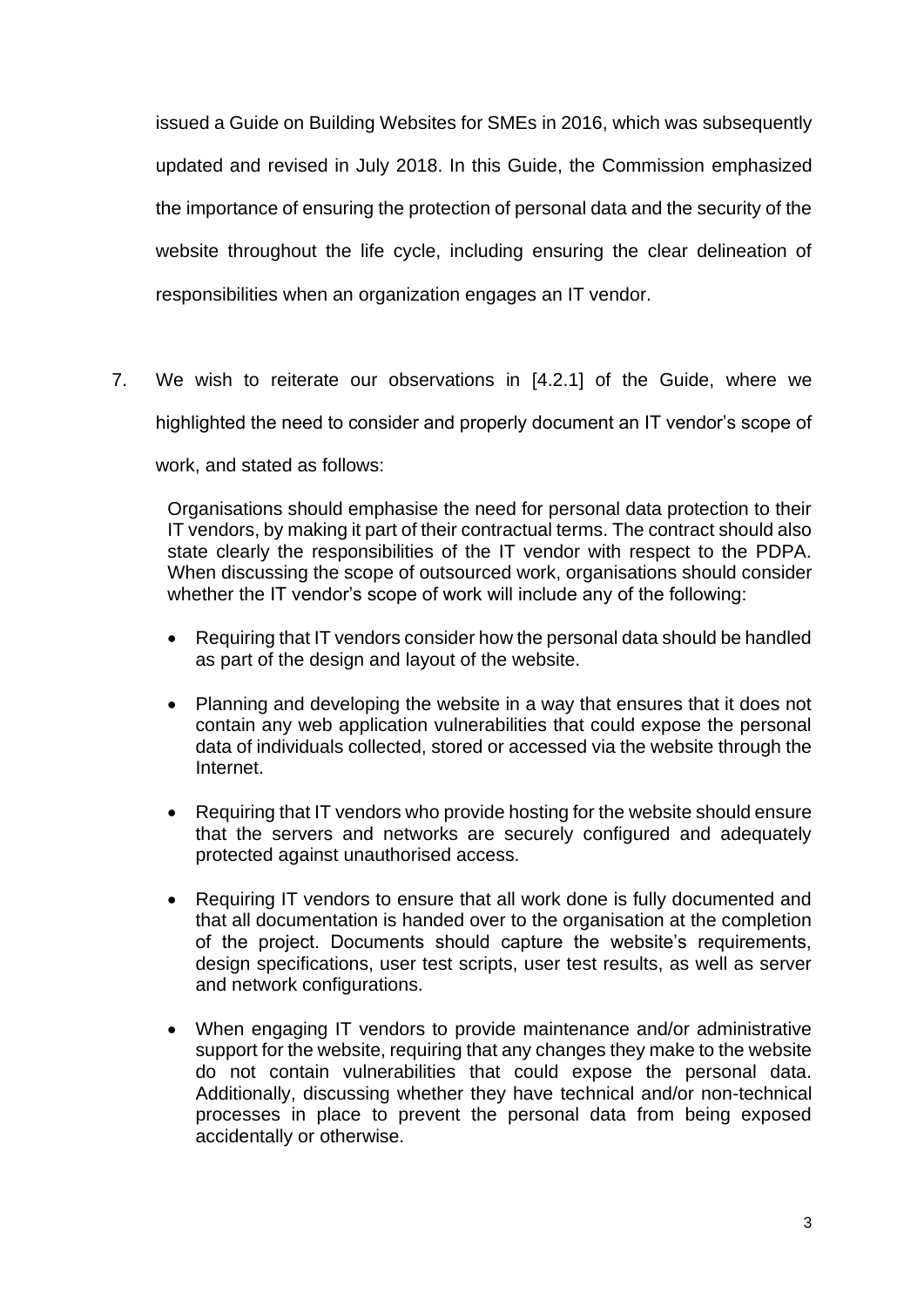issued a Guide on Building Websites for SMEs in 2016, which was subsequently updated and revised in July 2018. In this Guide, the Commission emphasized the importance of ensuring the protection of personal data and the security of the website throughout the life cycle, including ensuring the clear delineation of responsibilities when an organization engages an IT vendor.

7. We wish to reiterate our observations in [4.2.1] of the Guide, where we highlighted the need to consider and properly document an IT vendor's scope of work, and stated as follows:

> Organisations should emphasise the need for personal data protection to their IT vendors, by making it part of their contractual terms. The contract should also state clearly the responsibilities of the IT vendor with respect to the PDPA. When discussing the scope of outsourced work, organisations should consider whether the IT vendor's scope of work will include any of the following:
>
> - Requiring that IT vendors consider how the personal data should be handled as part of the design and layout of the website.
> - Planning and developing the website in a way that ensures that it does not contain any web application vulnerabilities that could expose the personal data of individuals collected, stored or accessed via the website through the Internet.
> - Requiring that IT vendors who provide hosting for the website should ensure that the servers and networks are securely configured and adequately protected against unauthorised access.
> - Requiring IT vendors to ensure that all work done is fully documented and that all documentation is handed over to the organisation at the completion of the project. Documents should capture the website's requirements, design specifications, user test scripts, user test results, as well as server and network configurations.
> - When engaging IT vendors to provide maintenance and/or administrative support for the website, requiring that any changes they make to the website do not contain vulnerabilities that could expose the personal data. Additionally, discussing whether they have technical and/or non-technical processes in place to prevent the personal data from being exposed accidentally or otherwise.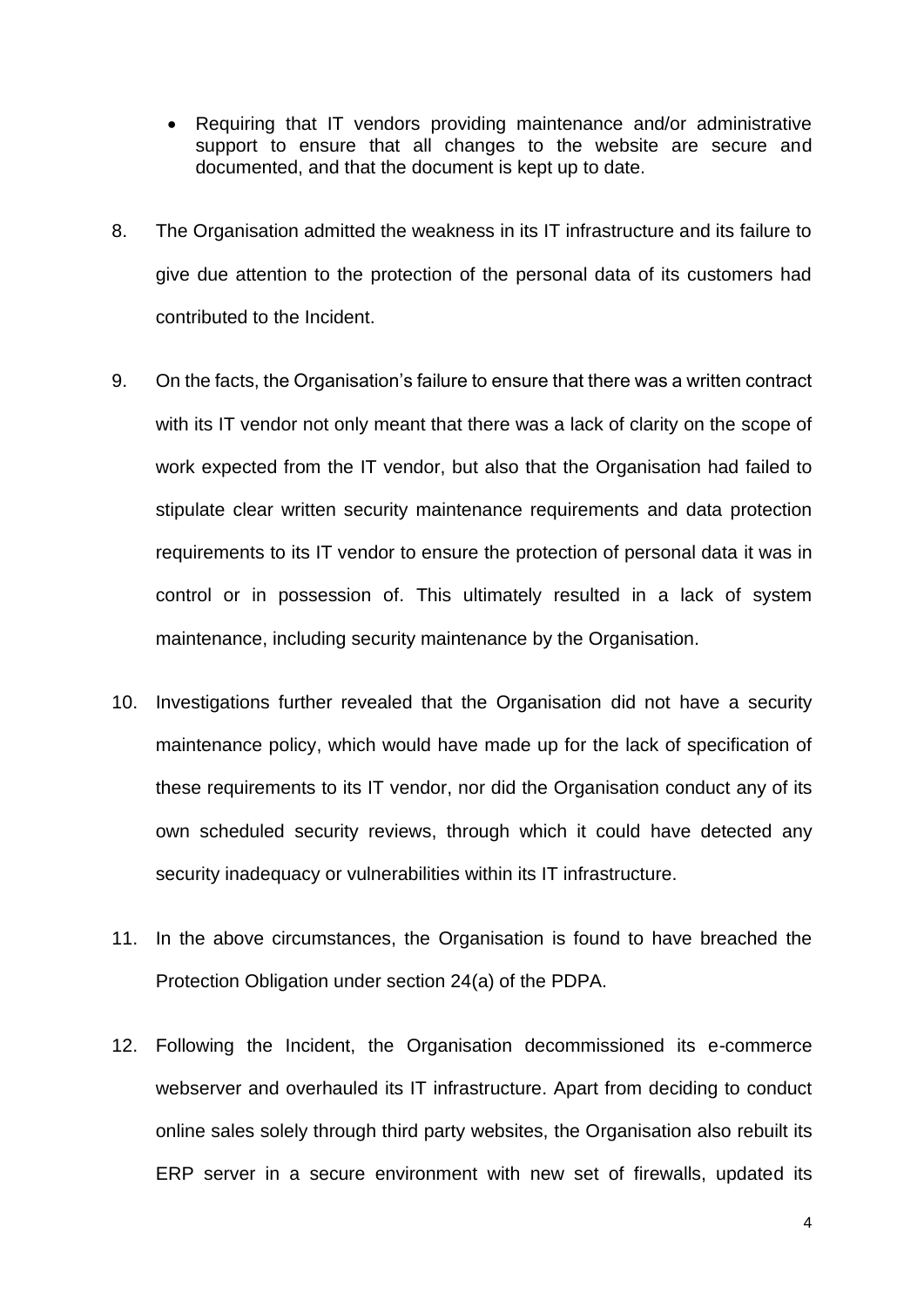- Requiring that IT vendors providing maintenance and/or administrative support to ensure that all changes to the website are secure and documented, and that the document is kept up to date.

8. The Organisation admitted the weakness in its IT infrastructure and its failure to give due attention to the protection of the personal data of its customers had contributed to the Incident.

9. On the facts, the Organisation's failure to ensure that there was a written contract with its IT vendor not only meant that there was a lack of clarity on the scope of work expected from the IT vendor, but also that the Organisation had failed to stipulate clear written security maintenance requirements and data protection requirements to its IT vendor to ensure the protection of personal data it was in control or in possession of. This ultimately resulted in a lack of system maintenance, including security maintenance by the Organisation.

10. Investigations further revealed that the Organisation did not have a security maintenance policy, which would have made up for the lack of specification of these requirements to its IT vendor, nor did the Organisation conduct any of its own scheduled security reviews, through which it could have detected any security inadequacy or vulnerabilities within its IT infrastructure.

11. In the above circumstances, the Organisation is found to have breached the Protection Obligation under section 24(a) of the PDPA.

12. Following the Incident, the Organisation decommissioned its e-commerce webserver and overhauled its IT infrastructure. Apart from deciding to conduct online sales solely through third party websites, the Organisation also rebuilt its ERP server in a secure environment with new set of firewalls, updated its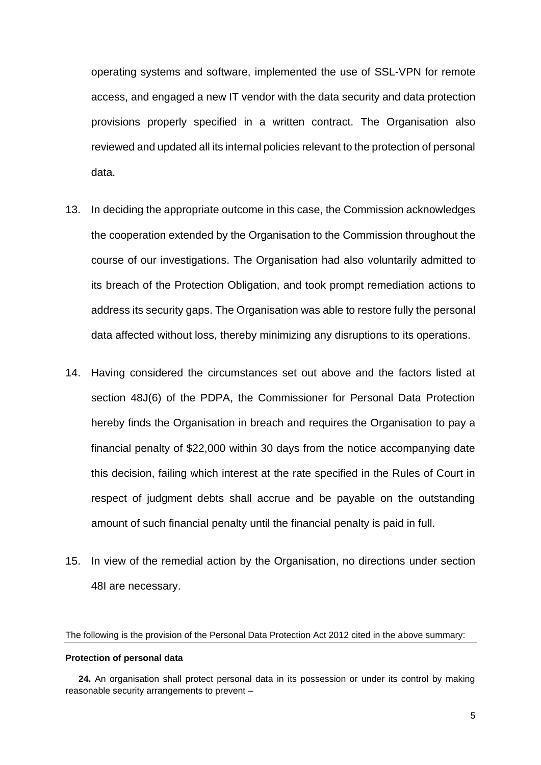operating systems and software, implemented the use of SSL-VPN for remote access, and engaged a new IT vendor with the data security and data protection provisions properly specified in a written contract. The Organisation also reviewed and updated all its internal policies relevant to the protection of personal data.

13. In deciding the appropriate outcome in this case, the Commission acknowledges the cooperation extended by the Organisation to the Commission throughout the course of our investigations. The Organisation had also voluntarily admitted to its breach of the Protection Obligation, and took prompt remediation actions to address its security gaps. The Organisation was able to restore fully the personal data affected without loss, thereby minimizing any disruptions to its operations.

14. Having considered the circumstances set out above and the factors listed at section 48J(6) of the PDPA, the Commissioner for Personal Data Protection hereby finds the Organisation in breach and requires the Organisation to pay a financial penalty of $22,000 within 30 days from the notice accompanying date this decision, failing which interest at the rate specified in the Rules of Court in respect of judgment debts shall accrue and be payable on the outstanding amount of such financial penalty until the financial penalty is paid in full.

15. In view of the remedial action by the Organisation, no directions under section 48I are necessary.

---

The following is the provision of the Personal Data Protection Act 2012 cited in the above summary:

**Protection of personal data**

**24.** An organisation shall protect personal data in its possession or under its control by making reasonable security arrangements to prevent –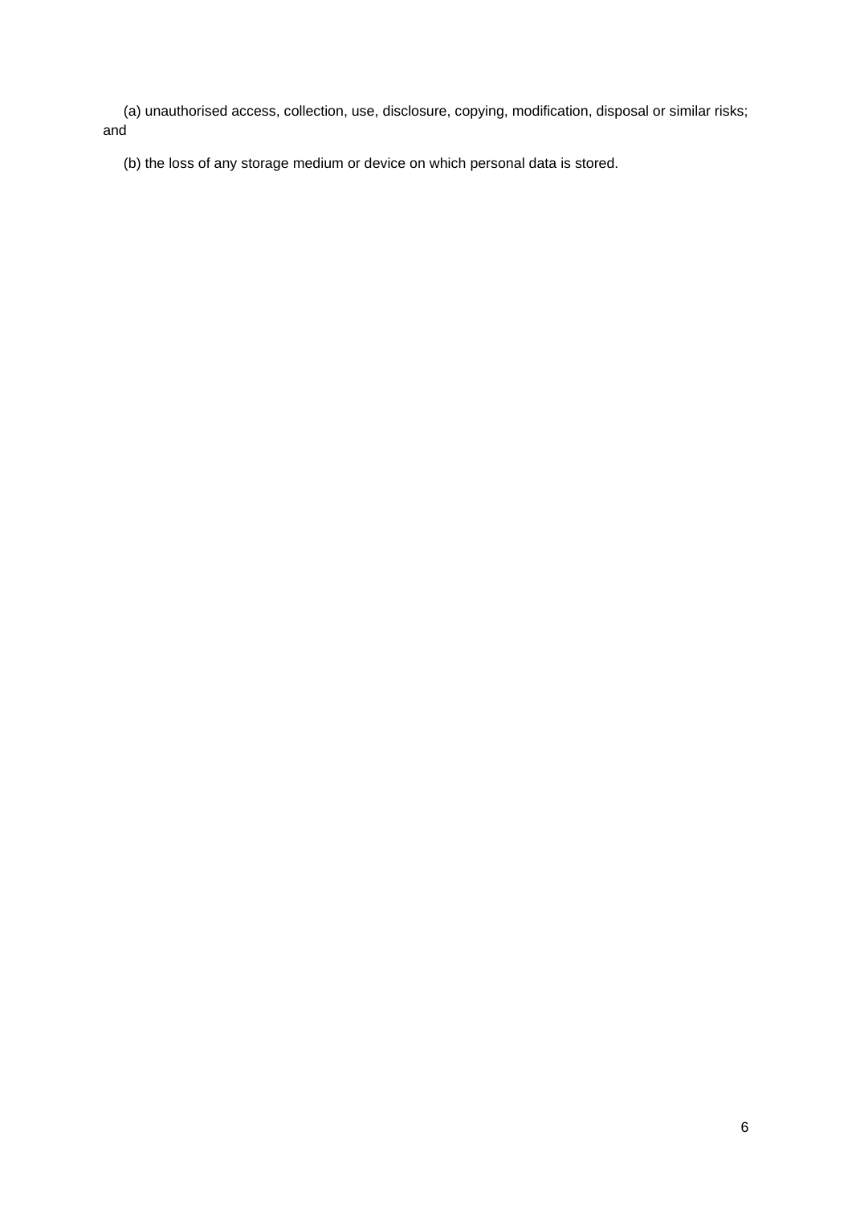(a) unauthorised access, collection, use, disclosure, copying, modification, disposal or similar risks; and

(b) the loss of any storage medium or device on which personal data is stored.